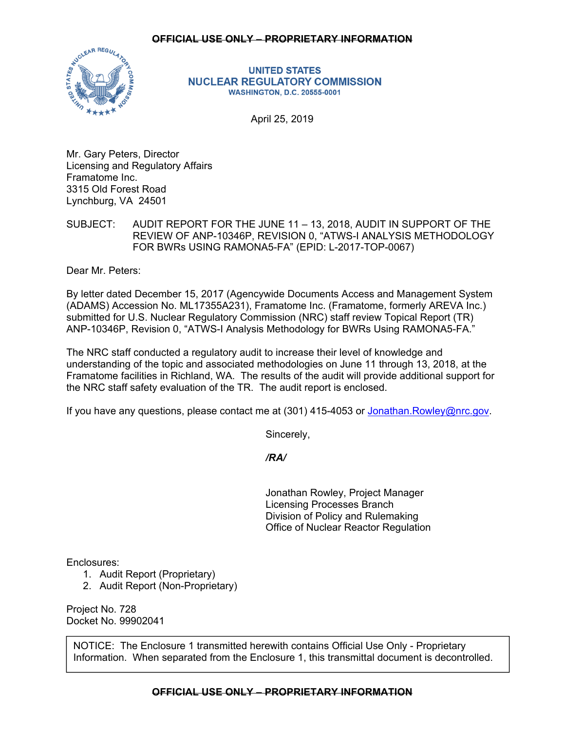~~OFFICIAL USE ONLY – PROPRIETARY INFORMATION~~

**UNITED STATES**
**NUCLEAR REGULATORY COMMISSION**
**WASHINGTON, D.C. 20555-0001**

April 25, 2019

Mr. Gary Peters, Director
Licensing and Regulatory Affairs
Framatome Inc.
3315 Old Forest Road
Lynchburg, VA 24501

SUBJECT: AUDIT REPORT FOR THE JUNE 11 – 13, 2018, AUDIT IN SUPPORT OF THE REVIEW OF ANP-10346P, REVISION 0, "ATWS-I ANALYSIS METHODOLOGY FOR BWRs USING RAMONA5-FA" (EPID: L-2017-TOP-0067)

Dear Mr. Peters:

By letter dated December 15, 2017 (Agencywide Documents Access and Management System (ADAMS) Accession No. ML17355A231), Framatome Inc. (Framatome, formerly AREVA Inc.) submitted for U.S. Nuclear Regulatory Commission (NRC) staff review Topical Report (TR) ANP-10346P, Revision 0, "ATWS-I Analysis Methodology for BWRs Using RAMONA5-FA."

The NRC staff conducted a regulatory audit to increase their level of knowledge and understanding of the topic and associated methodologies on June 11 through 13, 2018, at the Framatome facilities in Richland, WA. The results of the audit will provide additional support for the NRC staff safety evaluation of the TR. The audit report is enclosed.

If you have any questions, please contact me at (301) 415-4053 or Jonathan.Rowley@nrc.gov.

Sincerely,

***/RA/***

Jonathan Rowley, Project Manager
Licensing Processes Branch
Division of Policy and Rulemaking
Office of Nuclear Reactor Regulation

Enclosures:
1. Audit Report (Proprietary)
2. Audit Report (Non-Proprietary)

Project No. 728
Docket No. 99902041

NOTICE: The Enclosure 1 transmitted herewith contains Official Use Only - Proprietary Information. When separated from the Enclosure 1, this transmittal document is decontrolled.

~~OFFICIAL USE ONLY – PROPRIETARY INFORMATION~~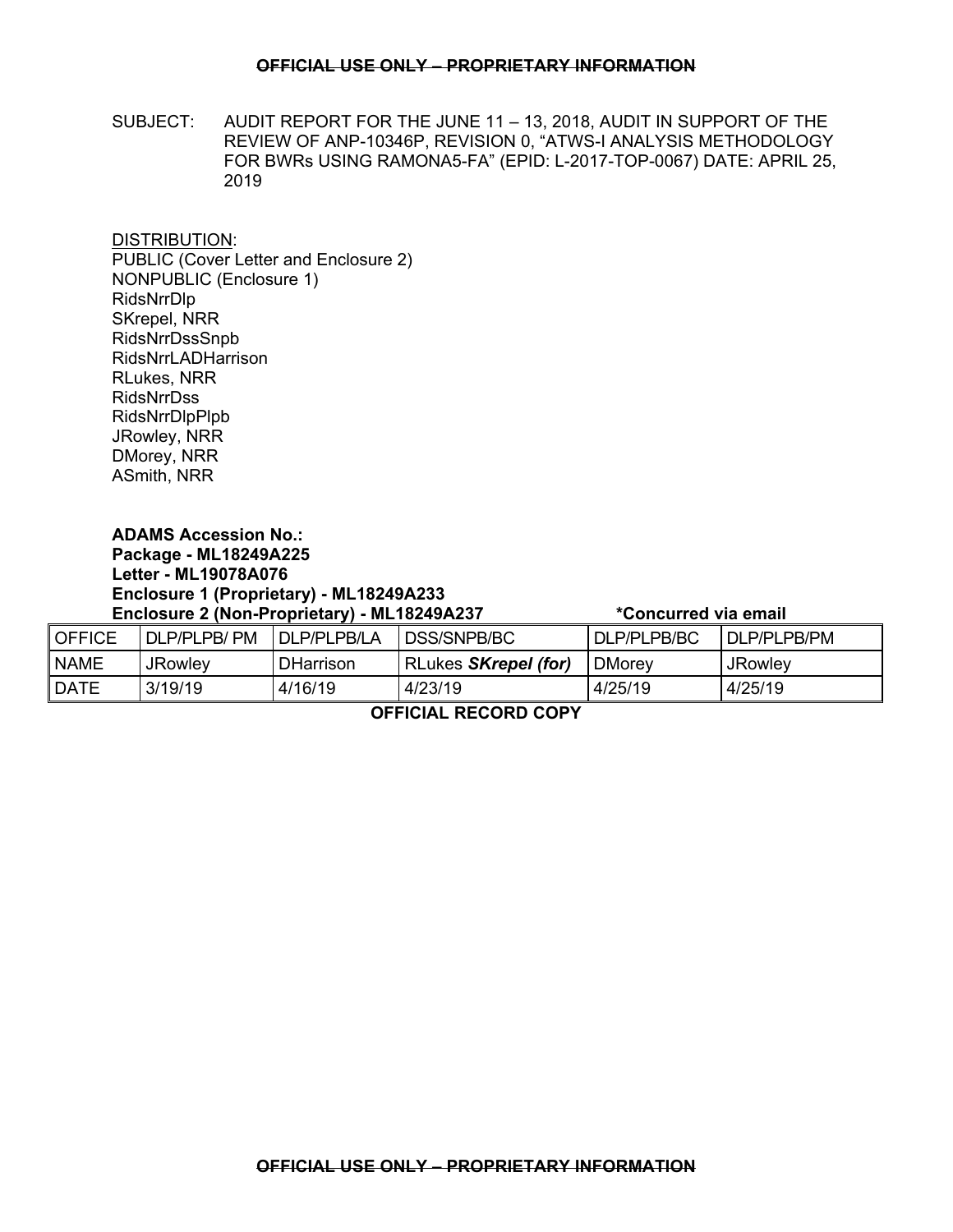SUBJECT: AUDIT REPORT FOR THE JUNE 11 – 13, 2018, AUDIT IN SUPPORT OF THE REVIEW OF ANP-10346P, REVISION 0, "ATWS-I ANALYSIS METHODOLOGY FOR BWRs USING RAMONA5-FA" (EPID: L-2017-TOP-0067) DATE: APRIL 25, 2019

DISTRIBUTION:
PUBLIC (Cover Letter and Enclosure 2)
NONPUBLIC (Enclosure 1)
RidsNrrDlp
SKrepel, NRR
RidsNrrDssSnpb
RidsNrrLADHarrison
RLukes, NRR
RidsNrrDss
RidsNrrDlpPlpb
JRowley, NRR
DMorey, NRR
ASmith, NRR

**ADAMS Accession No.:**
**Package - ML18249A225**
**Letter - ML19078A076**
**Enclosure 1 (Proprietary) - ML18249A233**
**Enclosure 2 (Non-Proprietary) - ML18249A237** **\*Concurred via email**

| OFFICE | DLP/PLPB/ PM | DLP/PLPB/LA | DSS/SNPB/BC | DLP/PLPB/BC | DLP/PLPB/PM |
|---|---|---|---|---|---|
| NAME | JRowley | DHarrison | RLukes ***SKrepel (for)*** | DMorey | JRowley |
| DATE | 3/19/19 | 4/16/19 | 4/23/19 | 4/25/19 | 4/25/19 |

**OFFICIAL RECORD COPY**